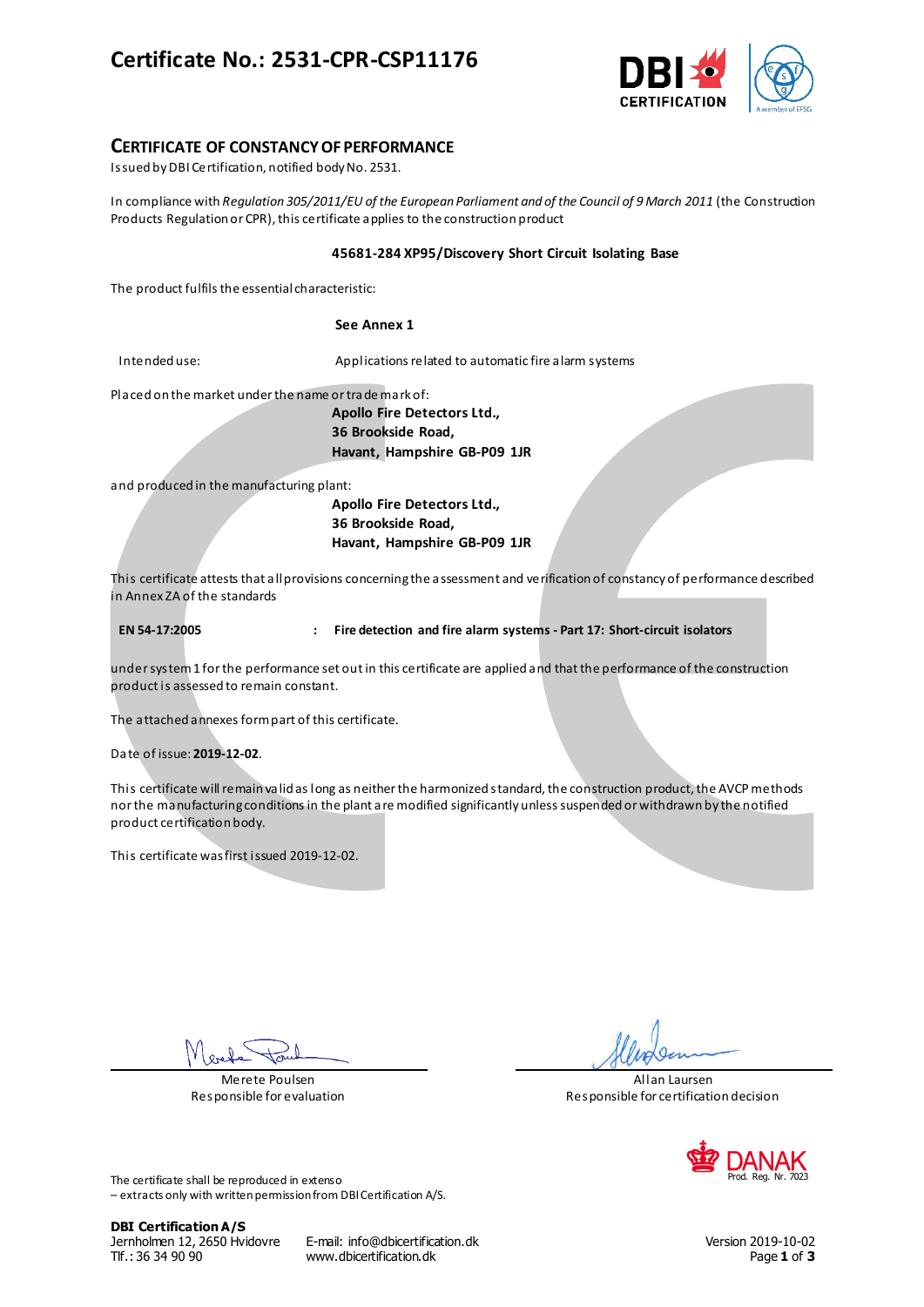# Certificate No.: 2531-CPR-CSP11176

## CERTIFICATE OF CONSTANCY OF PERFORMANCE

Issued by DBI Certification, notified body No. 2531.

In compliance with *Regulation 305/2011/EU of the European Parliament and of the Council of 9 March 2011* (the Construction Products Regulation or CPR), this certificate applies to the construction product

**45681-284 XP95/Discovery Short Circuit Isolating Base**

The product fulfils the essential characteristic:

**See Annex 1**

Intended use: Applications related to automatic fire alarm systems

Placed on the market under the name or trade mark of:

**Apollo Fire Detectors Ltd.,**
**36 Brookside Road,**
**Havant, Hampshire GB-P09 1JR**

and produced in the manufacturing plant:

**Apollo Fire Detectors Ltd.,**
**36 Brookside Road,**
**Havant, Hampshire GB-P09 1JR**

This certificate attests that all provisions concerning the assessment and verification of constancy of performance described in Annex ZA of the standards

**EN 54-17:2005** : **Fire detection and fire alarm systems - Part 17: Short-circuit isolators**

under system 1 for the performance set out in this certificate are applied and that the performance of the construction product is assessed to remain constant.

The attached annexes form part of this certificate.

Date of issue: **2019-12-02**.

This certificate will remain valid as long as neither the harmonized standard, the construction product, the AVCP methods nor the manufacturing conditions in the plant are modified significantly unless suspended or withdrawn by the notified product certification body.

This certificate was first issued 2019-12-02.

Merete Poulsen
Responsible for evaluation

Allan Laursen
Responsible for certification decision

The certificate shall be reproduced in extenso
– extracts only with written permission from DBI Certification A/S.

**DBI Certification A/S**
Jernholmen 12, 2650 Hvidovre
Tlf.: 36 34 90 90

E-mail: info@dbicertification.dk
www.dbicertification.dk

Version 2019-10-02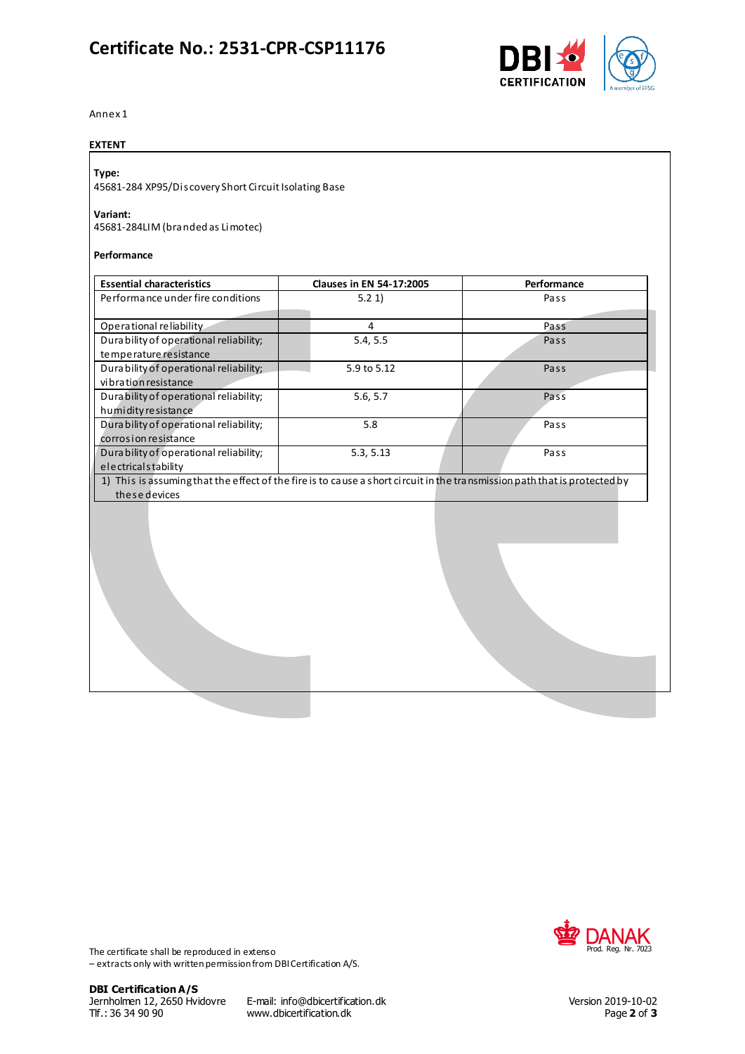# Certificate No.: 2531-CPR-CSP11176

Annex 1

**EXTENT**

**Type:**
45681-284 XP95/Discovery Short Circuit Isolating Base

**Variant:**
45681-284LIM (branded as Limotec)

**Performance**

| Essential characteristics | Clauses in EN 54-17:2005 | Performance |
|---|---|---|
| Performance under fire conditions | 5.2 1) | Pass |
| Operational reliability | 4 | Pass |
| Durability of operational reliability; temperature resistance | 5.4, 5.5 | Pass |
| Durability of operational reliability; vibration resistance | 5.9 to 5.12 | Pass |
| Durability of operational reliability; humidity resistance | 5.6, 5.7 | Pass |
| Durability of operational reliability; corrosion resistance | 5.8 | Pass |
| Durability of operational reliability; electrical stability | 5.3, 5.13 | Pass |

1) This is assuming that the effect of the fire is to cause a short circuit in the transmission path that is protected by these devices

The certificate shall be reproduced in extenso
– extracts only with written permission from DBI Certification A/S.

**DBI Certification A/S**
Jernholmen 12, 2650 Hvidovre
Tlf.: 36 34 90 90

E-mail: info@dbicertification.dk
www.dbicertification.dk

Version 2019-10-02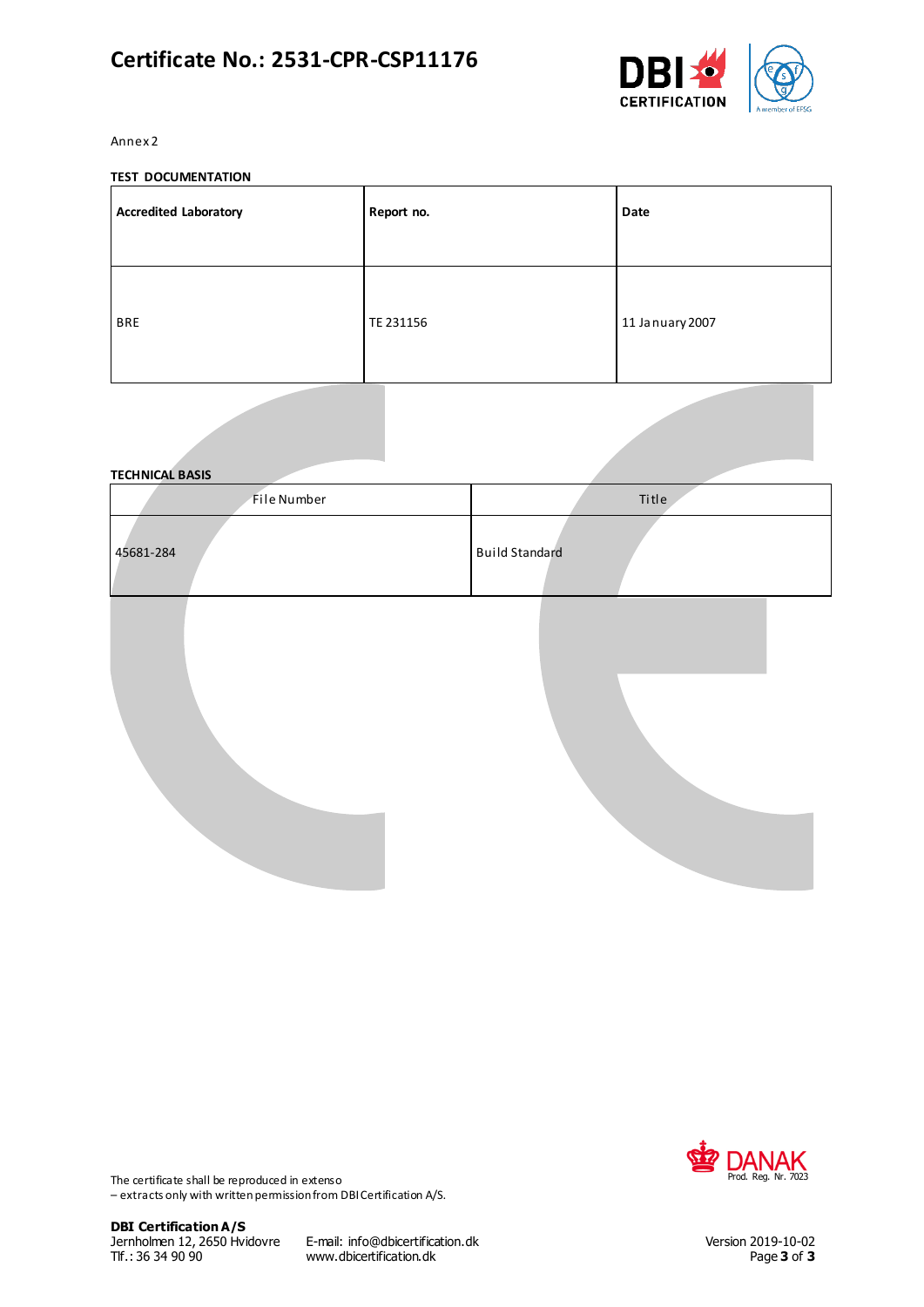Annex 2

**TEST DOCUMENTATION**

| Accredited Laboratory | Report no. | Date |
|---|---|---|
| BRE | TE 231156 | 11 January 2007 |

**TECHNICAL BASIS**

| File Number | Title |
|---|---|
| 45681-284 | Build Standard |

The certificate shall be reproduced in extenso
– extracts only with written permission from DBI Certification A/S.

**DBI Certification A/S**
Jernholmen 12, 2650 Hvidovre
Tlf.: 36 34 90 90

E-mail: info@dbicertification.dk
www.dbicertification.dk

Version 2019-10-02